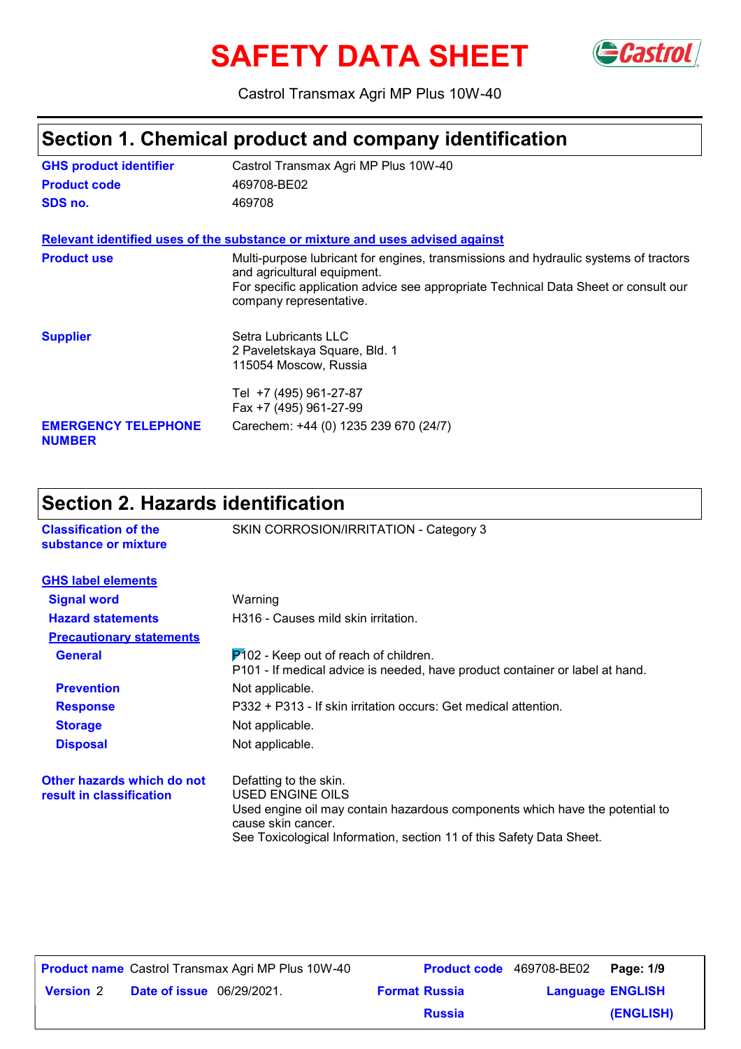# SAFETY DATA SHEET

Castrol Transmax Agri MP Plus 10W-40

## Section 1. Chemical product and company identification

**GHS product identifier** Castrol Transmax Agri MP Plus 10W-40

**Product code** 469708-BE02

**SDS no.** 469708

**Relevant identified uses of the substance or mixture and uses advised against**

**Product use** Multi-purpose lubricant for engines, transmissions and hydraulic systems of tractors and agricultural equipment.
For specific application advice see appropriate Technical Data Sheet or consult our company representative.

**Supplier** Setra Lubricants LLC
2 Paveletskaya Square, Bld. 1
115054 Moscow, Russia

Tel +7 (495) 961-27-87
Fax +7 (495) 961-27-99

**EMERGENCY TELEPHONE NUMBER** Carechem: +44 (0) 1235 239 670 (24/7)

## Section 2. Hazards identification

**Classification of the substance or mixture** SKIN CORROSION/IRRITATION - Category 3

**GHS label elements**

**Signal word** Warning

**Hazard statements** H316 - Causes mild skin irritation.

**Precautionary statements**

**General** P102 - Keep out of reach of children.
P101 - If medical advice is needed, have product container or label at hand.

**Prevention** Not applicable.

**Response** P332 + P313 - If skin irritation occurs: Get medical attention.

**Storage** Not applicable.

**Disposal** Not applicable.

**Other hazards which do not result in classification** Defatting to the skin.
USED ENGINE OILS
Used engine oil may contain hazardous components which have the potential to cause skin cancer.
See Toxicological Information, section 11 of this Safety Data Sheet.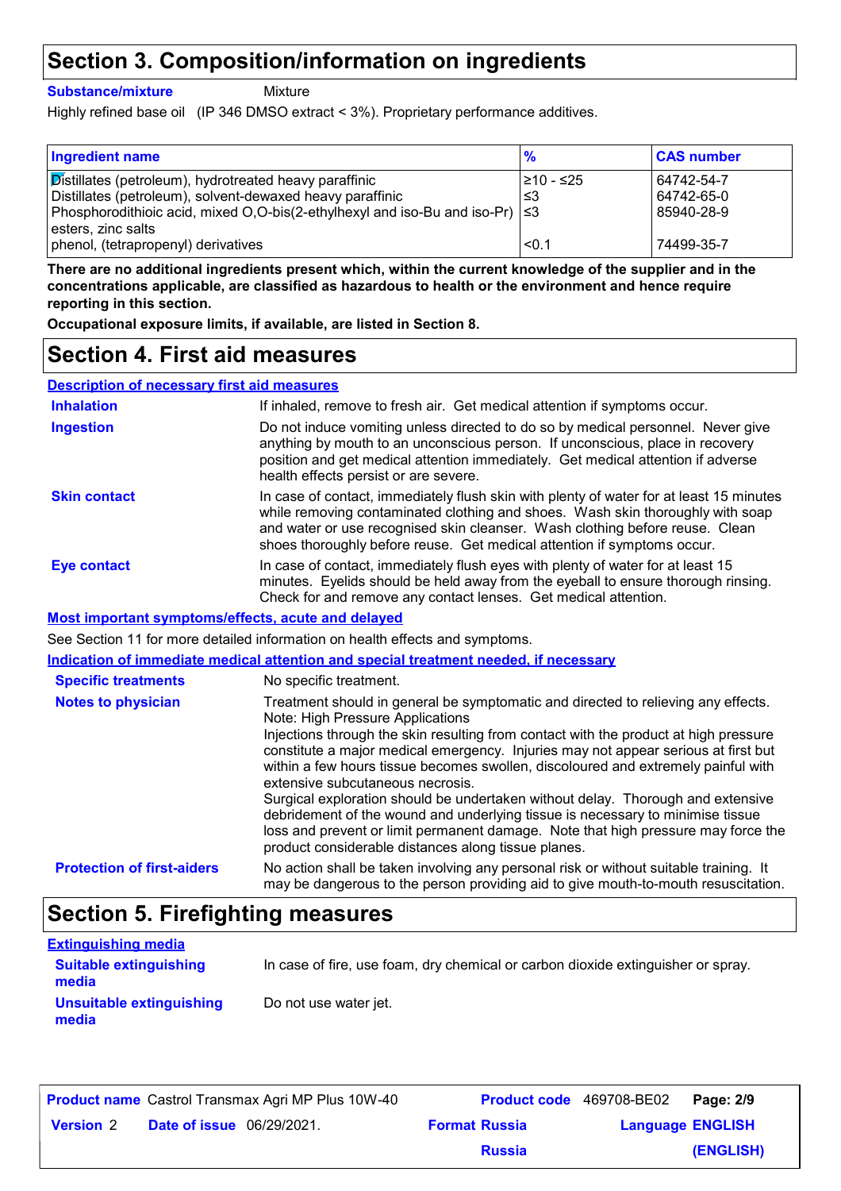# Section 3. Composition/information on ingredients

**Substance/mixture** Mixture

Highly refined base oil (IP 346 DMSO extract < 3%). Proprietary performance additives.

| Ingredient name | % | CAS number |
|---|---|---|
| Distillates (petroleum), hydrotreated heavy paraffinic | ≥10 - ≤25 | 64742-54-7 |
| Distillates (petroleum), solvent-dewaxed heavy paraffinic | ≤3 | 64742-65-0 |
| Phosphorodithioic acid, mixed O,O-bis(2-ethylhexyl and iso-Bu and iso-Pr) esters, zinc salts | ≤3 | 85940-28-9 |
| phenol, (tetrapropenyl) derivatives | <0.1 | 74499-35-7 |

**There are no additional ingredients present which, within the current knowledge of the supplier and in the concentrations applicable, are classified as hazardous to health or the environment and hence require reporting in this section.**

**Occupational exposure limits, if available, are listed in Section 8.**

# Section 4. First aid measures

## Description of necessary first aid measures

**Inhalation**: If inhaled, remove to fresh air. Get medical attention if symptoms occur.

**Ingestion**: Do not induce vomiting unless directed to do so by medical personnel. Never give anything by mouth to an unconscious person. If unconscious, place in recovery position and get medical attention immediately. Get medical attention if adverse health effects persist or are severe.

**Skin contact**: In case of contact, immediately flush skin with plenty of water for at least 15 minutes while removing contaminated clothing and shoes. Wash skin thoroughly with soap and water or use recognised skin cleanser. Wash clothing before reuse. Clean shoes thoroughly before reuse. Get medical attention if symptoms occur.

**Eye contact**: In case of contact, immediately flush eyes with plenty of water for at least 15 minutes. Eyelids should be held away from the eyeball to ensure thorough rinsing. Check for and remove any contact lenses. Get medical attention.

## Most important symptoms/effects, acute and delayed

See Section 11 for more detailed information on health effects and symptoms.

## Indication of immediate medical attention and special treatment needed, if necessary

**Specific treatments**: No specific treatment.

**Notes to physician**: Treatment should in general be symptomatic and directed to relieving any effects.
Note: High Pressure Applications
Injections through the skin resulting from contact with the product at high pressure constitute a major medical emergency. Injuries may not appear serious at first but within a few hours tissue becomes swollen, discoloured and extremely painful with extensive subcutaneous necrosis.
Surgical exploration should be undertaken without delay. Thorough and extensive debridement of the wound and underlying tissue is necessary to minimise tissue loss and prevent or limit permanent damage. Note that high pressure may force the product considerable distances along tissue planes.

**Protection of first-aiders**: No action shall be taken involving any personal risk or without suitable training. It may be dangerous to the person providing aid to give mouth-to-mouth resuscitation.

# Section 5. Firefighting measures

## Extinguishing media

**Suitable extinguishing media**: In case of fire, use foam, dry chemical or carbon dioxide extinguisher or spray.

**Unsuitable extinguishing media**: Do not use water jet.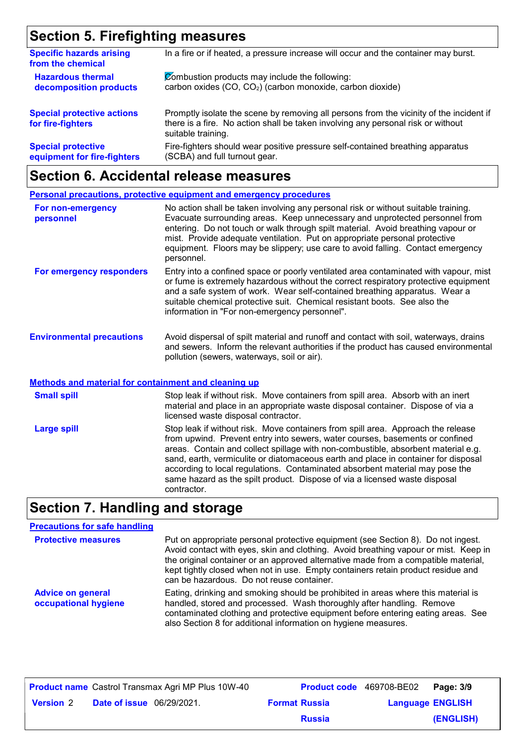## Section 5. Firefighting measures

| | |
|---|---|
| **Specific hazards arising from the chemical** | In a fire or if heated, a pressure increase will occur and the container may burst. |
| **Hazardous thermal decomposition products** | Combustion products may include the following: carbon oxides ($CO$, $CO_2$) (carbon monoxide, carbon dioxide) |
| **Special protective actions for fire-fighters** | Promptly isolate the scene by removing all persons from the vicinity of the incident if there is a fire. No action shall be taken involving any personal risk or without suitable training. |
| **Special protective equipment for fire-fighters** | Fire-fighters should wear positive pressure self-contained breathing apparatus (SCBA) and full turnout gear. |

## Section 6. Accidental release measures

### Personal precautions, protective equipment and emergency procedures

| | |
|---|---|
| **For non-emergency personnel** | No action shall be taken involving any personal risk or without suitable training. Evacuate surrounding areas. Keep unnecessary and unprotected personnel from entering. Do not touch or walk through spilt material. Avoid breathing vapour or mist. Provide adequate ventilation. Put on appropriate personal protective equipment. Floors may be slippery; use care to avoid falling. Contact emergency personnel. |
| **For emergency responders** | Entry into a confined space or poorly ventilated area contaminated with vapour, mist or fume is extremely hazardous without the correct respiratory protective equipment and a safe system of work. Wear self-contained breathing apparatus. Wear a suitable chemical protective suit. Chemical resistant boots. See also the information in "For non-emergency personnel". |
| **Environmental precautions** | Avoid dispersal of spilt material and runoff and contact with soil, waterways, drains and sewers. Inform the relevant authorities if the product has caused environmental pollution (sewers, waterways, soil or air). |

### Methods and material for containment and cleaning up

| | |
|---|---|
| **Small spill** | Stop leak if without risk. Move containers from spill area. Absorb with an inert material and place in an appropriate waste disposal container. Dispose of via a licensed waste disposal contractor. |
| **Large spill** | Stop leak if without risk. Move containers from spill area. Approach the release from upwind. Prevent entry into sewers, water courses, basements or confined areas. Contain and collect spillage with non-combustible, absorbent material e.g. sand, earth, vermiculite or diatomaceous earth and place in container for disposal according to local regulations. Contaminated absorbent material may pose the same hazard as the spilt product. Dispose of via a licensed waste disposal contractor. |

## Section 7. Handling and storage

### Precautions for safe handling

| | |
|---|---|
| **Protective measures** | Put on appropriate personal protective equipment (see Section 8). Do not ingest. Avoid contact with eyes, skin and clothing. Avoid breathing vapour or mist. Keep in the original container or an approved alternative made from a compatible material, kept tightly closed when not in use. Empty containers retain product residue and can be hazardous. Do not reuse container. |
| **Advice on general occupational hygiene** | Eating, drinking and smoking should be prohibited in areas where this material is handled, stored and processed. Wash thoroughly after handling. Remove contaminated clothing and protective equipment before entering eating areas. See also Section 8 for additional information on hygiene measures. |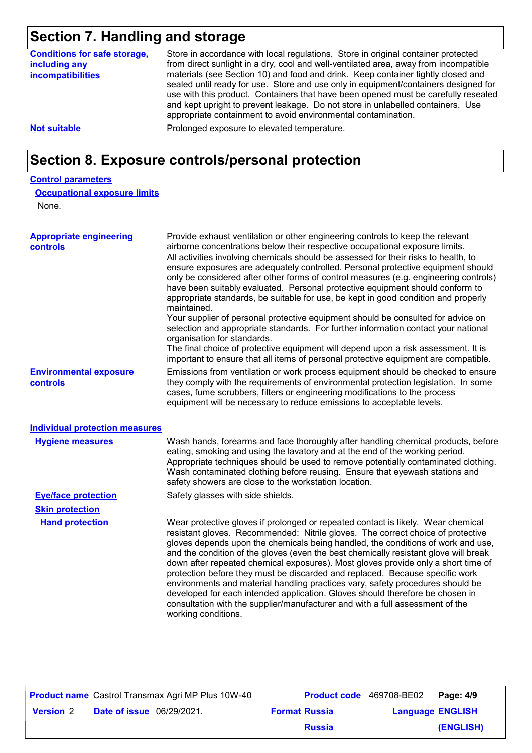## Section 7. Handling and storage

**Conditions for safe storage, including any incompatibilities**

Store in accordance with local regulations. Store in original container protected from direct sunlight in a dry, cool and well-ventilated area, away from incompatible materials (see Section 10) and food and drink. Keep container tightly closed and sealed until ready for use. Store and use only in equipment/containers designed for use with this product. Containers that have been opened must be carefully resealed and kept upright to prevent leakage. Do not store in unlabelled containers. Use appropriate containment to avoid environmental contamination.

**Not suitable**

Prolonged exposure to elevated temperature.

## Section 8. Exposure controls/personal protection

### Control parameters

#### Occupational exposure limits

None.

**Appropriate engineering controls**

Provide exhaust ventilation or other engineering controls to keep the relevant airborne concentrations below their respective occupational exposure limits. All activities involving chemicals should be assessed for their risks to health, to ensure exposures are adequately controlled. Personal protective equipment should only be considered after other forms of control measures (e.g. engineering controls) have been suitably evaluated. Personal protective equipment should conform to appropriate standards, be suitable for use, be kept in good condition and properly maintained.
Your supplier of personal protective equipment should be consulted for advice on selection and appropriate standards. For further information contact your national organisation for standards.
The final choice of protective equipment will depend upon a risk assessment. It is important to ensure that all items of personal protective equipment are compatible.

**Environmental exposure controls**

Emissions from ventilation or work process equipment should be checked to ensure they comply with the requirements of environmental protection legislation. In some cases, fume scrubbers, filters or engineering modifications to the process equipment will be necessary to reduce emissions to acceptable levels.

### Individual protection measures

**Hygiene measures**

Wash hands, forearms and face thoroughly after handling chemical products, before eating, smoking and using the lavatory and at the end of the working period. Appropriate techniques should be used to remove potentially contaminated clothing. Wash contaminated clothing before reusing. Ensure that eyewash stations and safety showers are close to the workstation location.

**Eye/face protection**

Safety glasses with side shields.

**Skin protection**

**Hand protection**

Wear protective gloves if prolonged or repeated contact is likely. Wear chemical resistant gloves. Recommended: Nitrile gloves. The correct choice of protective gloves depends upon the chemicals being handled, the conditions of work and use, and the condition of the gloves (even the best chemically resistant glove will break down after repeated chemical exposures). Most gloves provide only a short time of protection before they must be discarded and replaced. Because specific work environments and material handling practices vary, safety procedures should be developed for each intended application. Gloves should therefore be chosen in consultation with the supplier/manufacturer and with a full assessment of the working conditions.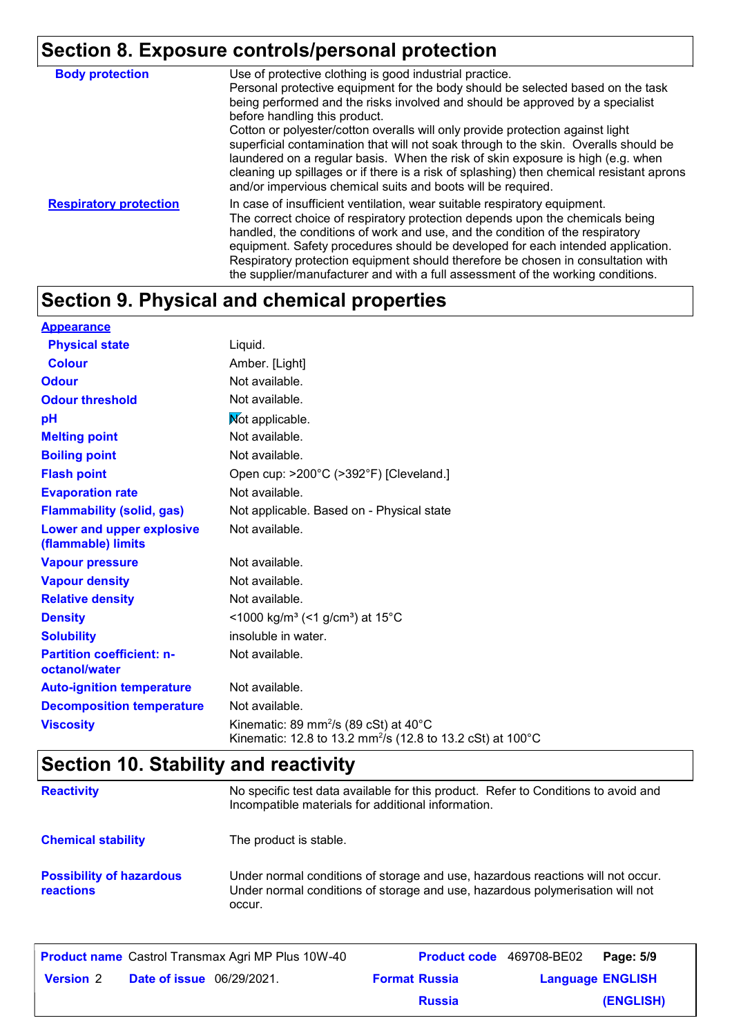## Section 8. Exposure controls/personal protection

| | |
|---|---|
| **Body protection** | Use of protective clothing is good industrial practice. Personal protective equipment for the body should be selected based on the task being performed and the risks involved and should be approved by a specialist before handling this product. Cotton or polyester/cotton overalls will only provide protection against light superficial contamination that will not soak through to the skin. Overalls should be laundered on a regular basis. When the risk of skin exposure is high (e.g. when cleaning up spillages or if there is a risk of splashing) then chemical resistant aprons and/or impervious chemical suits and boots will be required. |
| **Respiratory protection** | In case of insufficient ventilation, wear suitable respiratory equipment. The correct choice of respiratory protection depends upon the chemicals being handled, the conditions of work and use, and the condition of the respiratory equipment. Safety procedures should be developed for each intended application. Respiratory protection equipment should therefore be chosen in consultation with the supplier/manufacturer and with a full assessment of the working conditions. |

## Section 9. Physical and chemical properties

| | |
|---|---|
| **Appearance** | |
| **Physical state** | Liquid. |
| **Colour** | Amber. [Light] |
| **Odour** | Not available. |
| **Odour threshold** | Not available. |
| **pH** | Not applicable. |
| **Melting point** | Not available. |
| **Boiling point** | Not available. |
| **Flash point** | Open cup: >200°C (>392°F) [Cleveland.] |
| **Evaporation rate** | Not available. |
| **Flammability (solid, gas)** | Not applicable. Based on - Physical state |
| **Lower and upper explosive (flammable) limits** | Not available. |
| **Vapour pressure** | Not available. |
| **Vapour density** | Not available. |
| **Relative density** | Not available. |
| **Density** | <1000 kg/m³ (<1 g/cm³) at 15°C |
| **Solubility** | insoluble in water. |
| **Partition coefficient: n-octanol/water** | Not available. |
| **Auto-ignition temperature** | Not available. |
| **Decomposition temperature** | Not available. |
| **Viscosity** | Kinematic: 89 $mm^2/s$ (89 cSt) at 40°C<br>Kinematic: 12.8 to 13.2 $mm^2/s$ (12.8 to 13.2 cSt) at 100°C |

## Section 10. Stability and reactivity

| | |
|---|---|
| **Reactivity** | No specific test data available for this product. Refer to Conditions to avoid and Incompatible materials for additional information. |
| **Chemical stability** | The product is stable. |
| **Possibility of hazardous reactions** | Under normal conditions of storage and use, hazardous reactions will not occur. Under normal conditions of storage and use, hazardous polymerisation will not occur. |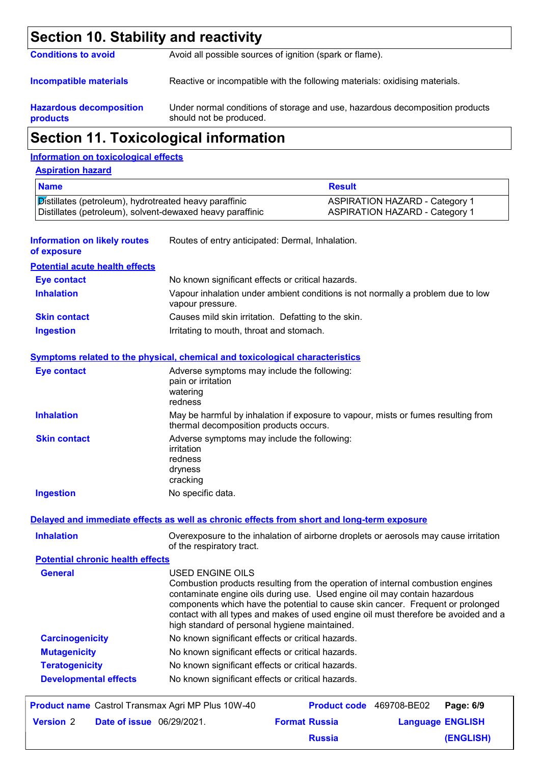## Section 10. Stability and reactivity

**Conditions to avoid** Avoid all possible sources of ignition (spark or flame).

**Incompatible materials** Reactive or incompatible with the following materials: oxidising materials.

**Hazardous decomposition products** Under normal conditions of storage and use, hazardous decomposition products should not be produced.

## Section 11. Toxicological information

### Information on toxicological effects

#### Aspiration hazard

| Name | Result |
|---|---|
| Distillates (petroleum), hydrotreated heavy paraffinic | ASPIRATION HAZARD - Category 1 |
| Distillates (petroleum), solvent-dewaxed heavy paraffinic | ASPIRATION HAZARD - Category 1 |

**Information on likely routes of exposure** Routes of entry anticipated: Dermal, Inhalation.

#### Potential acute health effects

**Eye contact** No known significant effects or critical hazards.

**Inhalation** Vapour inhalation under ambient conditions is not normally a problem due to low vapour pressure.

**Skin contact** Causes mild skin irritation. Defatting to the skin.

**Ingestion** Irritating to mouth, throat and stomach.

#### Symptoms related to the physical, chemical and toxicological characteristics

**Eye contact** Adverse symptoms may include the following:
pain or irritation
watering
redness

**Inhalation** May be harmful by inhalation if exposure to vapour, mists or fumes resulting from thermal decomposition products occurs.

**Skin contact** Adverse symptoms may include the following:
irritation
redness
dryness
cracking

**Ingestion** No specific data.

#### Delayed and immediate effects as well as chronic effects from short and long-term exposure

**Inhalation** Overexposure to the inhalation of airborne droplets or aerosols may cause irritation of the respiratory tract.

#### Potential chronic health effects

**General** USED ENGINE OILS
Combustion products resulting from the operation of internal combustion engines contaminate engine oils during use. Used engine oil may contain hazardous components which have the potential to cause skin cancer. Frequent or prolonged contact with all types and makes of used engine oil must therefore be avoided and a high standard of personal hygiene maintained.

**Carcinogenicity** No known significant effects or critical hazards.

**Mutagenicity** No known significant effects or critical hazards.

**Teratogenicity** No known significant effects or critical hazards.

**Developmental effects** No known significant effects or critical hazards.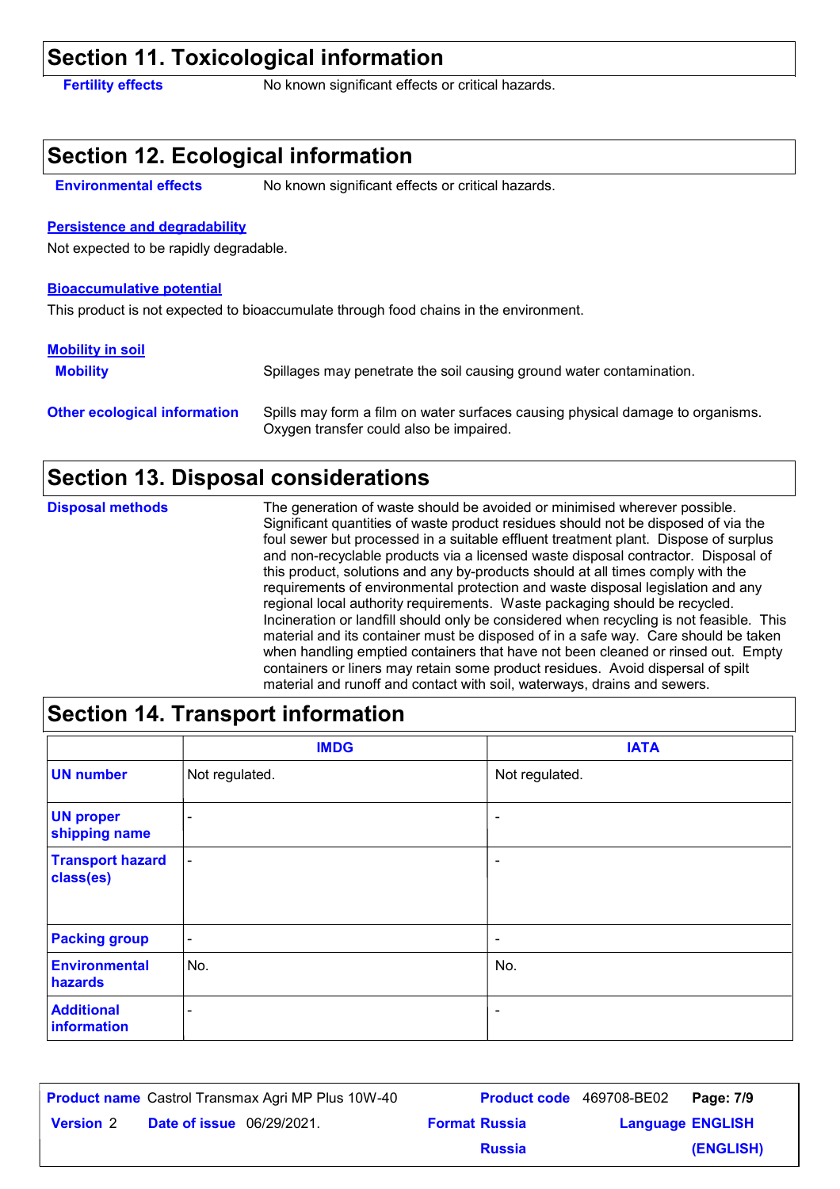## Section 11. Toxicological information

**Fertility effects** No known significant effects or critical hazards.

## Section 12. Ecological information

**Environmental effects** No known significant effects or critical hazards.

**Persistence and degradability**

Not expected to be rapidly degradable.

**Bioaccumulative potential**

This product is not expected to bioaccumulate through food chains in the environment.

**Mobility in soil**

**Mobility** Spillages may penetrate the soil causing ground water contamination.

**Other ecological information** Spills may form a film on water surfaces causing physical damage to organisms. Oxygen transfer could also be impaired.

## Section 13. Disposal considerations

**Disposal methods** The generation of waste should be avoided or minimised wherever possible. Significant quantities of waste product residues should not be disposed of via the foul sewer but processed in a suitable effluent treatment plant. Dispose of surplus and non-recyclable products via a licensed waste disposal contractor. Disposal of this product, solutions and any by-products should at all times comply with the requirements of environmental protection and waste disposal legislation and any regional local authority requirements. Waste packaging should be recycled. Incineration or landfill should only be considered when recycling is not feasible. This material and its container must be disposed of in a safe way. Care should be taken when handling emptied containers that have not been cleaned or rinsed out. Empty containers or liners may retain some product residues. Avoid dispersal of spilt material and runoff and contact with soil, waterways, drains and sewers.

## Section 14. Transport information

| | IMDG | IATA |
|---|---|---|
| **UN number** | Not regulated. | Not regulated. |
| **UN proper shipping name** | - | - |
| **Transport hazard class(es)** | - | - |
| **Packing group** | - | - |
| **Environmental hazards** | No. | No. |
| **Additional information** | - | - |

**Product name** Castrol Transmax Agri MP Plus 10W-40 **Product code** 469708-BE02
**Version** 2 **Date of issue** 06/29/2021. **Format** Russia Russia **Language** ENGLISH (ENGLISH)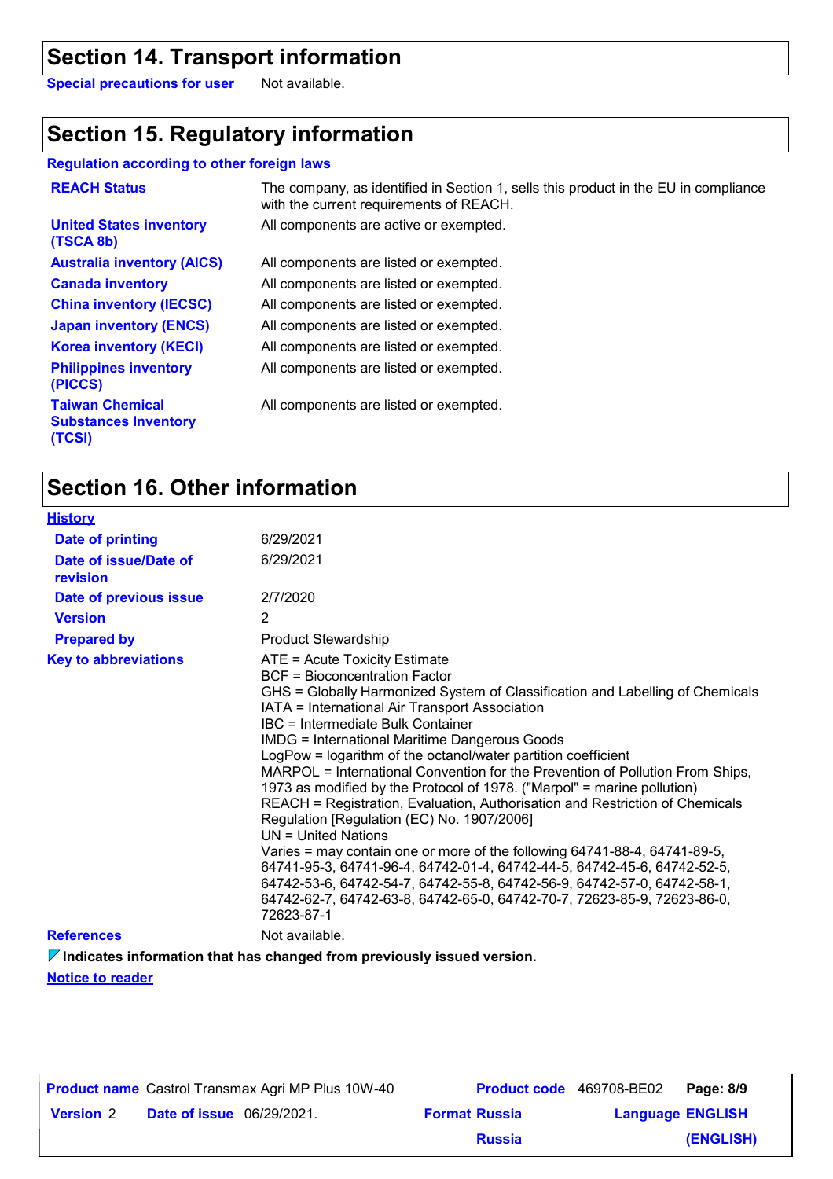## Section 14. Transport information

**Special precautions for user** Not available.

## Section 15. Regulatory information

**Regulation according to other foreign laws**

| | |
|---|---|
| **REACH Status** | The company, as identified in Section 1, sells this product in the EU in compliance with the current requirements of REACH. |
| **United States inventory (TSCA 8b)** | All components are active or exempted. |
| **Australia inventory (AICS)** | All components are listed or exempted. |
| **Canada inventory** | All components are listed or exempted. |
| **China inventory (IECSC)** | All components are listed or exempted. |
| **Japan inventory (ENCS)** | All components are listed or exempted. |
| **Korea inventory (KECI)** | All components are listed or exempted. |
| **Philippines inventory (PICCS)** | All components are listed or exempted. |
| **Taiwan Chemical Substances Inventory (TCSI)** | All components are listed or exempted. |

## Section 16. Other information

**History**

| | |
|---|---|
| **Date of printing** | 6/29/2021 |
| **Date of issue/Date of revision** | 6/29/2021 |
| **Date of previous issue** | 2/7/2020 |
| **Version** | 2 |
| **Prepared by** | Product Stewardship |

**Key to abbreviations**

ATE = Acute Toxicity Estimate
BCF = Bioconcentration Factor
GHS = Globally Harmonized System of Classification and Labelling of Chemicals
IATA = International Air Transport Association
IBC = Intermediate Bulk Container
IMDG = International Maritime Dangerous Goods
LogPow = logarithm of the octanol/water partition coefficient
MARPOL = International Convention for the Prevention of Pollution From Ships, 1973 as modified by the Protocol of 1978. ("Marpol" = marine pollution)
REACH = Registration, Evaluation, Authorisation and Restriction of Chemicals Regulation [Regulation (EC) No. 1907/2006]
UN = United Nations
Varies = may contain one or more of the following 64741-88-4, 64741-89-5, 64741-95-3, 64741-96-4, 64742-01-4, 64742-44-5, 64742-45-6, 64742-52-5, 64742-53-6, 64742-54-7, 64742-55-8, 64742-56-9, 64742-57-0, 64742-58-1, 64742-62-7, 64742-63-8, 64742-65-0, 64742-70-7, 72623-85-9, 72623-86-0, 72623-87-1

**References** Not available.

**Indicates information that has changed from previously issued version.**

**Notice to reader**

| | | | | |
|---|---|---|---|---|
| **Product name** Castrol Transmax Agri MP Plus 10W-40 | | **Product code** 469708-BE02 | | |
| **Version** 2 | **Date of issue** 06/29/2021. | **Format** Russia | **Language** ENGLISH | |
| | | Russia | (ENGLISH) | |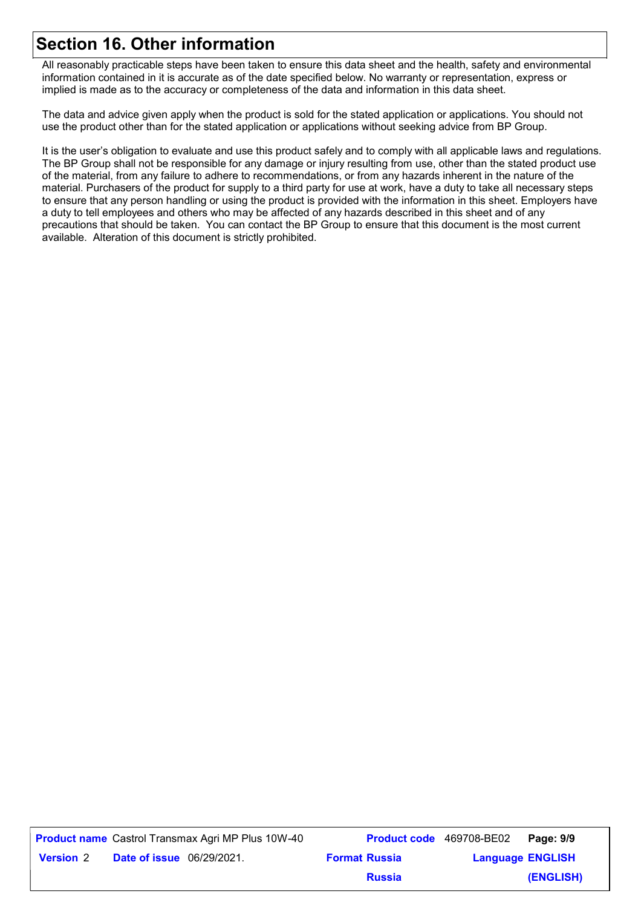## Section 16. Other information

All reasonably practicable steps have been taken to ensure this data sheet and the health, safety and environmental information contained in it is accurate as of the date specified below. No warranty or representation, express or implied is made as to the accuracy or completeness of the data and information in this data sheet.

The data and advice given apply when the product is sold for the stated application or applications. You should not use the product other than for the stated application or applications without seeking advice from BP Group.

It is the user's obligation to evaluate and use this product safely and to comply with all applicable laws and regulations. The BP Group shall not be responsible for any damage or injury resulting from use, other than the stated product use of the material, from any failure to adhere to recommendations, or from any hazards inherent in the nature of the material. Purchasers of the product for supply to a third party for use at work, have a duty to take all necessary steps to ensure that any person handling or using the product is provided with the information in this sheet. Employers have a duty to tell employees and others who may be affected of any hazards described in this sheet and of any precautions that should be taken. You can contact the BP Group to ensure that this document is the most current available. Alteration of this document is strictly prohibited.